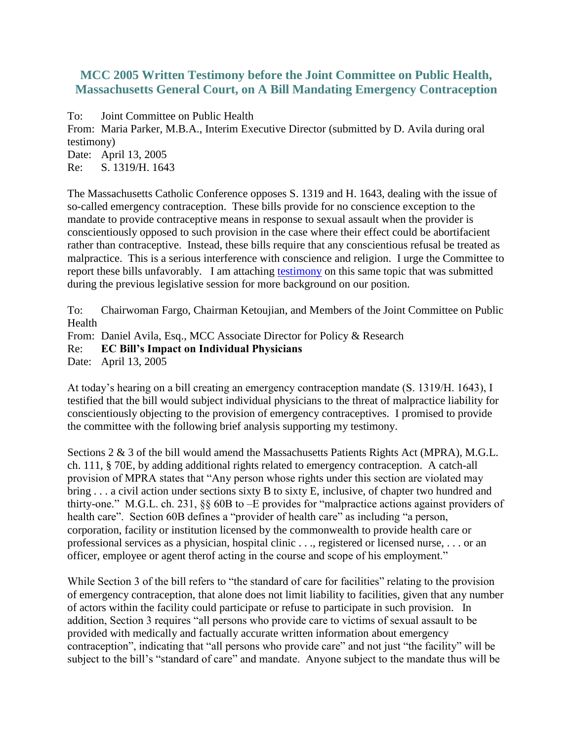# MCC 2005 Written Testimony before the Joint Committee on Public Health, Massachusetts General Court, on A Bill Mandating Emergency Contraception

To: Joint Committee on Public Health
From: Maria Parker, M.B.A., Interim Executive Director (submitted by D. Avila during oral testimony)
Date: April 13, 2005
Re: S. 1319/H. 1643

The Massachusetts Catholic Conference opposes S. 1319 and H. 1643, dealing with the issue of so-called emergency contraception. These bills provide for no conscience exception to the mandate to provide contraceptive means in response to sexual assault when the provider is conscientiously opposed to such provision in the case where their effect could be abortifacient rather than contraceptive. Instead, these bills require that any conscientious refusal be treated as malpractice. This is a serious interference with conscience and religion. I urge the Committee to report these bills unfavorably. I am attaching [testimony] on this same topic that was submitted during the previous legislative session for more background on our position.

To: Chairwoman Fargo, Chairman Ketoujian, and Members of the Joint Committee on Public Health
From: Daniel Avila, Esq., MCC Associate Director for Policy & Research
Re: **EC Bill's Impact on Individual Physicians**
Date: April 13, 2005

At today's hearing on a bill creating an emergency contraception mandate (S. 1319/H. 1643), I testified that the bill would subject individual physicians to the threat of malpractice liability for conscientiously objecting to the provision of emergency contraceptives. I promised to provide the committee with the following brief analysis supporting my testimony.

Sections 2 & 3 of the bill would amend the Massachusetts Patients Rights Act (MPRA), M.G.L. ch. 111, § 70E, by adding additional rights related to emergency contraception. A catch-all provision of MPRA states that "Any person whose rights under this section are violated may bring . . . a civil action under sections sixty B to sixty E, inclusive, of chapter two hundred and thirty-one." M.G.L. ch. 231, §§ 60B to –E provides for "malpractice actions against providers of health care". Section 60B defines a "provider of health care" as including "a person, corporation, facility or institution licensed by the commonwealth to provide health care or professional services as a physician, hospital clinic . . ., registered or licensed nurse, . . . or an officer, employee or agent therof acting in the course and scope of his employment."

While Section 3 of the bill refers to "the standard of care for facilities" relating to the provision of emergency contraception, that alone does not limit liability to facilities, given that any number of actors within the facility could participate or refuse to participate in such provision. In addition, Section 3 requires "all persons who provide care to victims of sexual assault to be provided with medically and factually accurate written information about emergency contraception", indicating that "all persons who provide care" and not just "the facility" will be subject to the bill's "standard of care" and mandate. Anyone subject to the mandate thus will be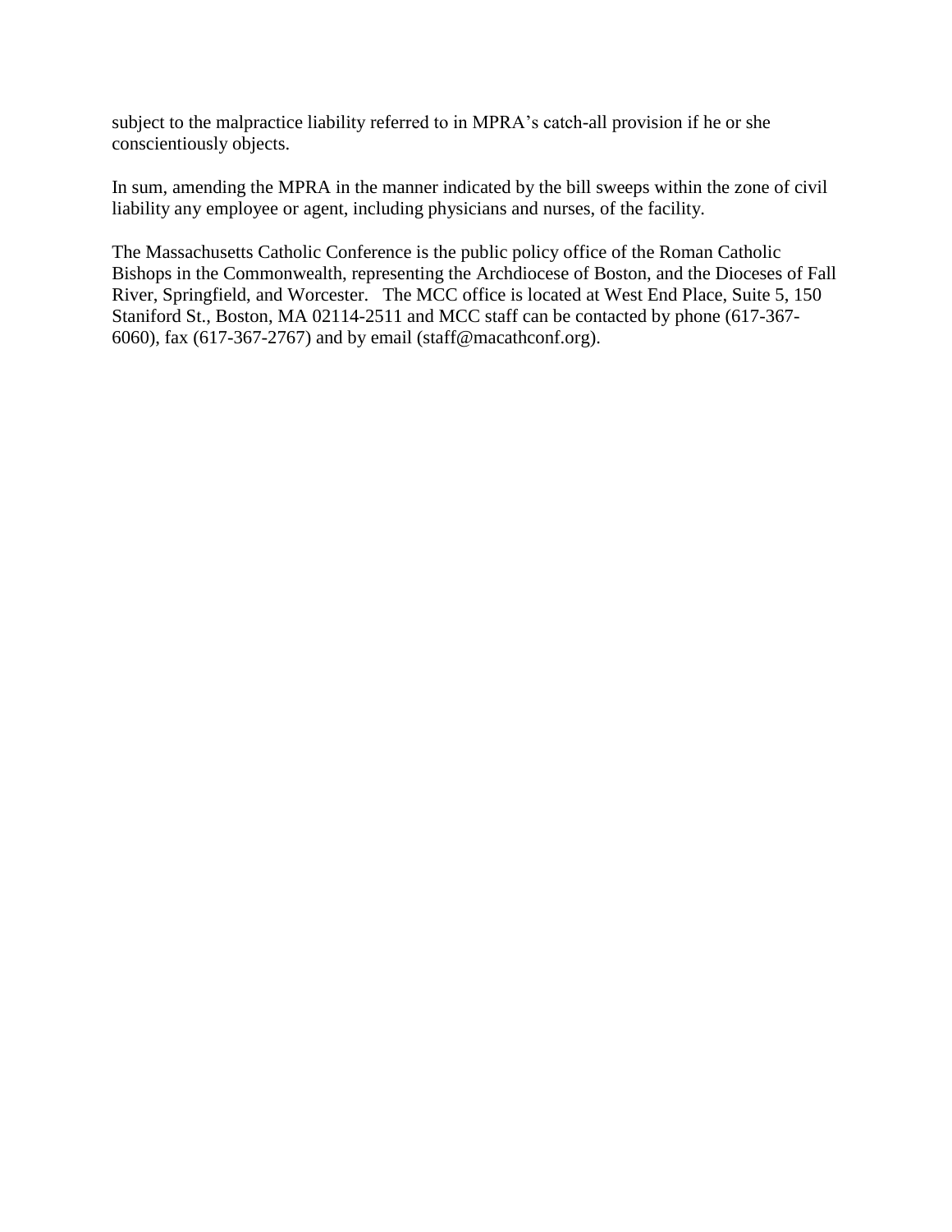subject to the malpractice liability referred to in MPRA's catch-all provision if he or she conscientiously objects.

In sum, amending the MPRA in the manner indicated by the bill sweeps within the zone of civil liability any employee or agent, including physicians and nurses, of the facility.

The Massachusetts Catholic Conference is the public policy office of the Roman Catholic Bishops in the Commonwealth, representing the Archdiocese of Boston, and the Dioceses of Fall River, Springfield, and Worcester. The MCC office is located at West End Place, Suite 5, 150 Staniford St., Boston, MA 02114-2511 and MCC staff can be contacted by phone (617-367-6060), fax (617-367-2767) and by email (staff@macathconf.org).